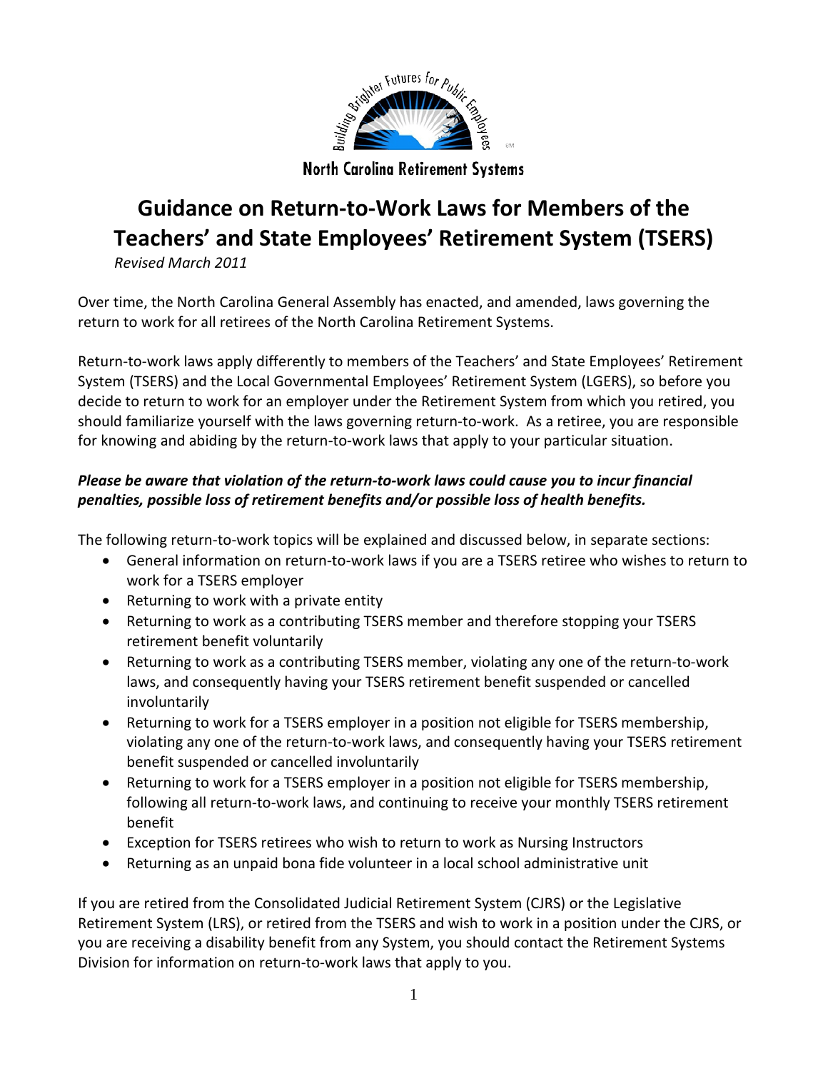North Carolina Retirement Systems

# Guidance on Return-to-Work Laws for Members of the Teachers' and State Employees' Retirement System (TSERS)

*Revised March 2011*

Over time, the North Carolina General Assembly has enacted, and amended, laws governing the return to work for all retirees of the North Carolina Retirement Systems.

Return-to-work laws apply differently to members of the Teachers' and State Employees' Retirement System (TSERS) and the Local Governmental Employees' Retirement System (LGERS), so before you decide to return to work for an employer under the Retirement System from which you retired, you should familiarize yourself with the laws governing return-to-work. As a retiree, you are responsible for knowing and abiding by the return-to-work laws that apply to your particular situation.

***Please be aware that violation of the return-to-work laws could cause you to incur financial penalties, possible loss of retirement benefits and/or possible loss of health benefits.***

The following return-to-work topics will be explained and discussed below, in separate sections:

- General information on return-to-work laws if you are a TSERS retiree who wishes to return to work for a TSERS employer
- Returning to work with a private entity
- Returning to work as a contributing TSERS member and therefore stopping your TSERS retirement benefit voluntarily
- Returning to work as a contributing TSERS member, violating any one of the return-to-work laws, and consequently having your TSERS retirement benefit suspended or cancelled involuntarily
- Returning to work for a TSERS employer in a position not eligible for TSERS membership, violating any one of the return-to-work laws, and consequently having your TSERS retirement benefit suspended or cancelled involuntarily
- Returning to work for a TSERS employer in a position not eligible for TSERS membership, following all return-to-work laws, and continuing to receive your monthly TSERS retirement benefit
- Exception for TSERS retirees who wish to return to work as Nursing Instructors
- Returning as an unpaid bona fide volunteer in a local school administrative unit

If you are retired from the Consolidated Judicial Retirement System (CJRS) or the Legislative Retirement System (LRS), or retired from the TSERS and wish to work in a position under the CJRS, or you are receiving a disability benefit from any System, you should contact the Retirement Systems Division for information on return-to-work laws that apply to you.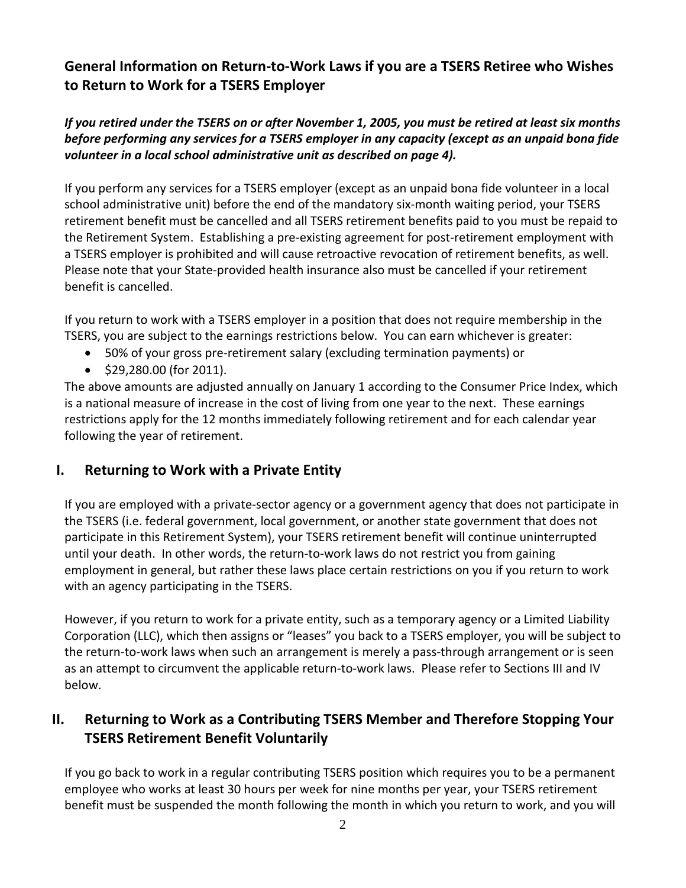## General Information on Return-to-Work Laws if you are a TSERS Retiree who Wishes to Return to Work for a TSERS Employer

***If you retired under the TSERS on or after November 1, 2005, you must be retired at least six months before performing any services for a TSERS employer in any capacity (except as an unpaid bona fide volunteer in a local school administrative unit as described on page 4).***

If you perform any services for a TSERS employer (except as an unpaid bona fide volunteer in a local school administrative unit) before the end of the mandatory six-month waiting period, your TSERS retirement benefit must be cancelled and all TSERS retirement benefits paid to you must be repaid to the Retirement System. Establishing a pre-existing agreement for post-retirement employment with a TSERS employer is prohibited and will cause retroactive revocation of retirement benefits, as well. Please note that your State-provided health insurance also must be cancelled if your retirement benefit is cancelled.

If you return to work with a TSERS employer in a position that does not require membership in the TSERS, you are subject to the earnings restrictions below. You can earn whichever is greater:

- 50% of your gross pre-retirement salary (excluding termination payments) or
- $29,280.00 (for 2011).

The above amounts are adjusted annually on January 1 according to the Consumer Price Index, which is a national measure of increase in the cost of living from one year to the next. These earnings restrictions apply for the 12 months immediately following retirement and for each calendar year following the year of retirement.

## I. Returning to Work with a Private Entity

If you are employed with a private-sector agency or a government agency that does not participate in the TSERS (i.e. federal government, local government, or another state government that does not participate in this Retirement System), your TSERS retirement benefit will continue uninterrupted until your death. In other words, the return-to-work laws do not restrict you from gaining employment in general, but rather these laws place certain restrictions on you if you return to work with an agency participating in the TSERS.

However, if you return to work for a private entity, such as a temporary agency or a Limited Liability Corporation (LLC), which then assigns or "leases" you back to a TSERS employer, you will be subject to the return-to-work laws when such an arrangement is merely a pass-through arrangement or is seen as an attempt to circumvent the applicable return-to-work laws. Please refer to Sections III and IV below.

## II. Returning to Work as a Contributing TSERS Member and Therefore Stopping Your TSERS Retirement Benefit Voluntarily

If you go back to work in a regular contributing TSERS position which requires you to be a permanent employee who works at least 30 hours per week for nine months per year, your TSERS retirement benefit must be suspended the month following the month in which you return to work, and you will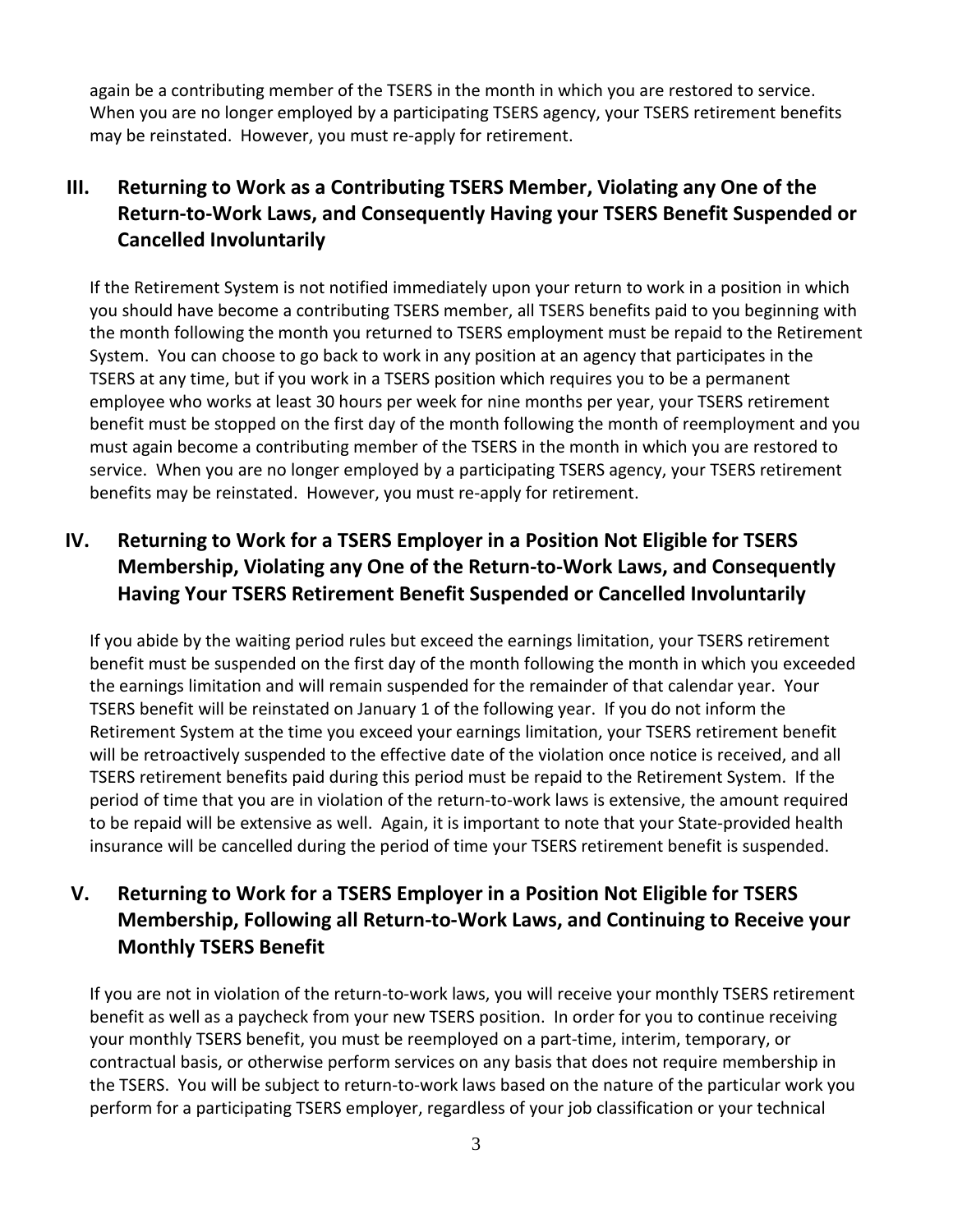again be a contributing member of the TSERS in the month in which you are restored to service. When you are no longer employed by a participating TSERS agency, your TSERS retirement benefits may be reinstated. However, you must re-apply for retirement.

## III. Returning to Work as a Contributing TSERS Member, Violating any One of the Return-to-Work Laws, and Consequently Having your TSERS Benefit Suspended or Cancelled Involuntarily

If the Retirement System is not notified immediately upon your return to work in a position in which you should have become a contributing TSERS member, all TSERS benefits paid to you beginning with the month following the month you returned to TSERS employment must be repaid to the Retirement System. You can choose to go back to work in any position at an agency that participates in the TSERS at any time, but if you work in a TSERS position which requires you to be a permanent employee who works at least 30 hours per week for nine months per year, your TSERS retirement benefit must be stopped on the first day of the month following the month of reemployment and you must again become a contributing member of the TSERS in the month in which you are restored to service. When you are no longer employed by a participating TSERS agency, your TSERS retirement benefits may be reinstated. However, you must re-apply for retirement.

## IV. Returning to Work for a TSERS Employer in a Position Not Eligible for TSERS Membership, Violating any One of the Return-to-Work Laws, and Consequently Having Your TSERS Retirement Benefit Suspended or Cancelled Involuntarily

If you abide by the waiting period rules but exceed the earnings limitation, your TSERS retirement benefit must be suspended on the first day of the month following the month in which you exceeded the earnings limitation and will remain suspended for the remainder of that calendar year. Your TSERS benefit will be reinstated on January 1 of the following year. If you do not inform the Retirement System at the time you exceed your earnings limitation, your TSERS retirement benefit will be retroactively suspended to the effective date of the violation once notice is received, and all TSERS retirement benefits paid during this period must be repaid to the Retirement System. If the period of time that you are in violation of the return-to-work laws is extensive, the amount required to be repaid will be extensive as well. Again, it is important to note that your State-provided health insurance will be cancelled during the period of time your TSERS retirement benefit is suspended.

## V. Returning to Work for a TSERS Employer in a Position Not Eligible for TSERS Membership, Following all Return-to-Work Laws, and Continuing to Receive your Monthly TSERS Benefit

If you are not in violation of the return-to-work laws, you will receive your monthly TSERS retirement benefit as well as a paycheck from your new TSERS position. In order for you to continue receiving your monthly TSERS benefit, you must be reemployed on a part-time, interim, temporary, or contractual basis, or otherwise perform services on any basis that does not require membership in the TSERS. You will be subject to return-to-work laws based on the nature of the particular work you perform for a participating TSERS employer, regardless of your job classification or your technical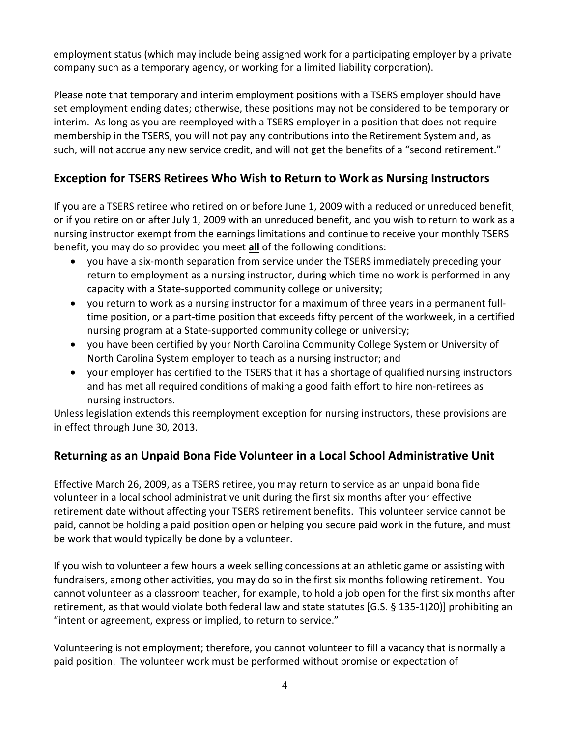employment status (which may include being assigned work for a participating employer by a private company such as a temporary agency, or working for a limited liability corporation).

Please note that temporary and interim employment positions with a TSERS employer should have set employment ending dates; otherwise, these positions may not be considered to be temporary or interim. As long as you are reemployed with a TSERS employer in a position that does not require membership in the TSERS, you will not pay any contributions into the Retirement System and, as such, will not accrue any new service credit, and will not get the benefits of a "second retirement."

## Exception for TSERS Retirees Who Wish to Return to Work as Nursing Instructors

If you are a TSERS retiree who retired on or before June 1, 2009 with a reduced or unreduced benefit, or if you retire on or after July 1, 2009 with an unreduced benefit, and you wish to return to work as a nursing instructor exempt from the earnings limitations and continue to receive your monthly TSERS benefit, you may do so provided you meet <u>**all**</u> of the following conditions:

- you have a six-month separation from service under the TSERS immediately preceding your return to employment as a nursing instructor, during which time no work is performed in any capacity with a State-supported community college or university;
- you return to work as a nursing instructor for a maximum of three years in a permanent full-time position, or a part-time position that exceeds fifty percent of the workweek, in a certified nursing program at a State-supported community college or university;
- you have been certified by your North Carolina Community College System or University of North Carolina System employer to teach as a nursing instructor; and
- your employer has certified to the TSERS that it has a shortage of qualified nursing instructors and has met all required conditions of making a good faith effort to hire non-retirees as nursing instructors.

Unless legislation extends this reemployment exception for nursing instructors, these provisions are in effect through June 30, 2013.

## Returning as an Unpaid Bona Fide Volunteer in a Local School Administrative Unit

Effective March 26, 2009, as a TSERS retiree, you may return to service as an unpaid bona fide volunteer in a local school administrative unit during the first six months after your effective retirement date without affecting your TSERS retirement benefits. This volunteer service cannot be paid, cannot be holding a paid position open or helping you secure paid work in the future, and must be work that would typically be done by a volunteer.

If you wish to volunteer a few hours a week selling concessions at an athletic game or assisting with fundraisers, among other activities, you may do so in the first six months following retirement. You cannot volunteer as a classroom teacher, for example, to hold a job open for the first six months after retirement, as that would violate both federal law and state statutes [G.S. § 135-1(20)] prohibiting an "intent or agreement, express or implied, to return to service."

Volunteering is not employment; therefore, you cannot volunteer to fill a vacancy that is normally a paid position. The volunteer work must be performed without promise or expectation of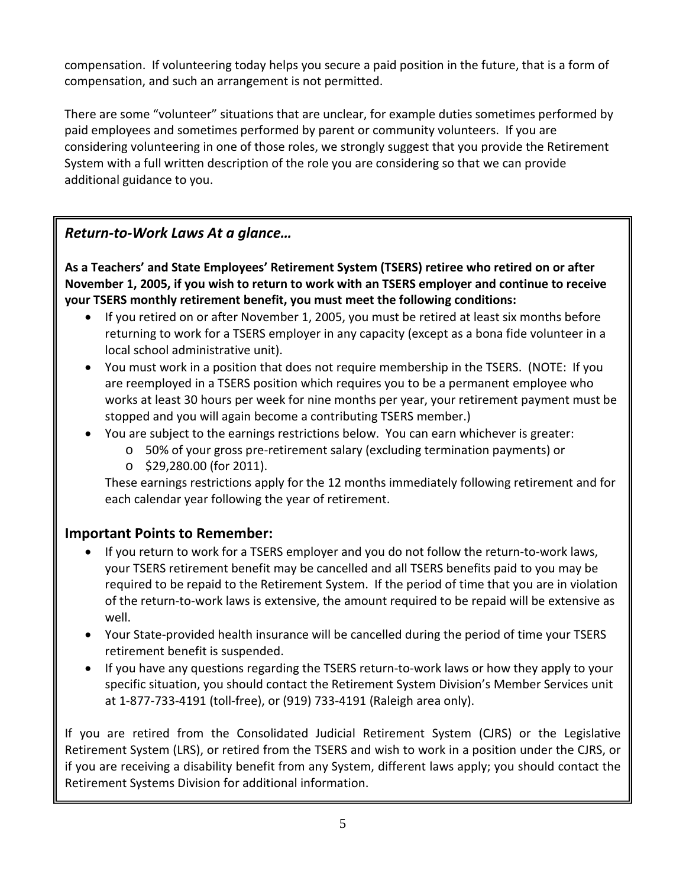compensation. If volunteering today helps you secure a paid position in the future, that is a form of compensation, and such an arrangement is not permitted.

There are some "volunteer" situations that are unclear, for example duties sometimes performed by paid employees and sometimes performed by parent or community volunteers. If you are considering volunteering in one of those roles, we strongly suggest that you provide the Retirement System with a full written description of the role you are considering so that we can provide additional guidance to you.

## *Return-to-Work Laws At a glance…*

**As a Teachers' and State Employees' Retirement System (TSERS) retiree who retired on or after November 1, 2005, if you wish to return to work with an TSERS employer and continue to receive your TSERS monthly retirement benefit, you must meet the following conditions:**

- If you retired on or after November 1, 2005, you must be retired at least six months before returning to work for a TSERS employer in any capacity (except as a bona fide volunteer in a local school administrative unit).
- You must work in a position that does not require membership in the TSERS. (NOTE: If you are reemployed in a TSERS position which requires you to be a permanent employee who works at least 30 hours per week for nine months per year, your retirement payment must be stopped and you will again become a contributing TSERS member.)
- You are subject to the earnings restrictions below. You can earn whichever is greater:
  - 50% of your gross pre-retirement salary (excluding termination payments) or
  - $29,280.00 (for 2011).

  These earnings restrictions apply for the 12 months immediately following retirement and for each calendar year following the year of retirement.

## Important Points to Remember:

- If you return to work for a TSERS employer and you do not follow the return-to-work laws, your TSERS retirement benefit may be cancelled and all TSERS benefits paid to you may be required to be repaid to the Retirement System. If the period of time that you are in violation of the return-to-work laws is extensive, the amount required to be repaid will be extensive as well.
- Your State-provided health insurance will be cancelled during the period of time your TSERS retirement benefit is suspended.
- If you have any questions regarding the TSERS return-to-work laws or how they apply to your specific situation, you should contact the Retirement System Division's Member Services unit at 1-877-733-4191 (toll-free), or (919) 733-4191 (Raleigh area only).

If you are retired from the Consolidated Judicial Retirement System (CJRS) or the Legislative Retirement System (LRS), or retired from the TSERS and wish to work in a position under the CJRS, or if you are receiving a disability benefit from any System, different laws apply; you should contact the Retirement Systems Division for additional information.